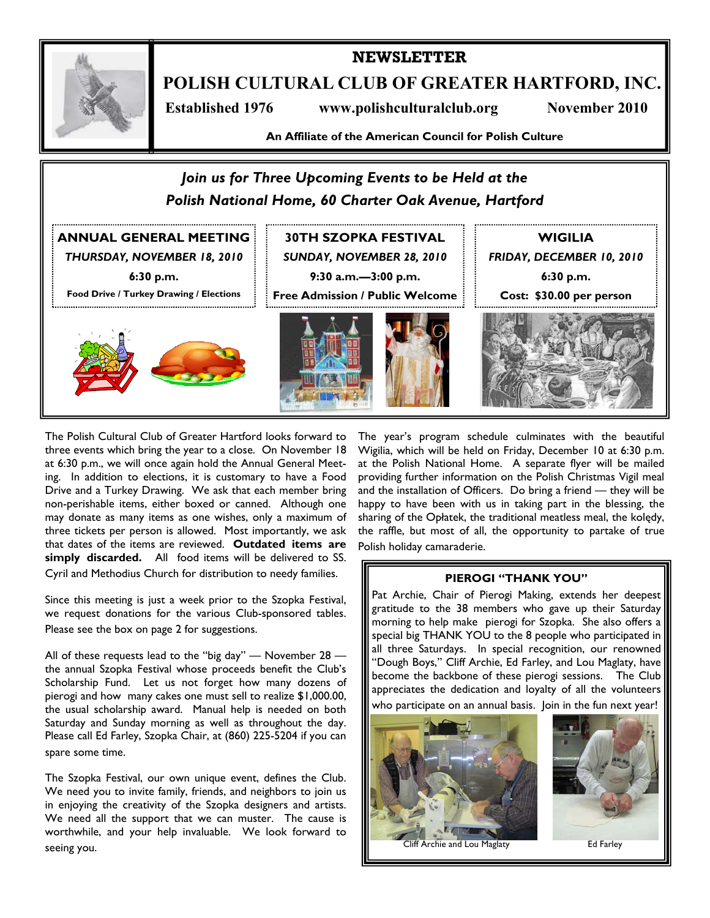# NEWSLETTER

# POLISH CULTURAL CLUB OF GREATER HARTFORD, INC.

**Established 1976** **www.polishculturalclub.org** **November 2010**

**An Affiliate of the American Council for Polish Culture**

## *Join us for Three Upcoming Events to be Held at the Polish National Home, 60 Charter Oak Avenue, Hartford*

| ANNUAL GENERAL MEETING | 30TH SZOPKA FESTIVAL | WIGILIA |
|---|---|---|
| *THURSDAY, NOVEMBER 18, 2010* | *SUNDAY, NOVEMBER 28, 2010* | *FRIDAY, DECEMBER 10, 2010* |
| 6:30 p.m. | 9:30 a.m.—3:00 p.m. | 6:30 p.m. |
| Food Drive / Turkey Drawing / Elections | Free Admission / Public Welcome | Cost: $30.00 per person |

The Polish Cultural Club of Greater Hartford looks forward to three events which bring the year to a close. On November 18 at 6:30 p.m., we will once again hold the Annual General Meeting. In addition to elections, it is customary to have a Food Drive and a Turkey Drawing. We ask that each member bring non-perishable items, either boxed or canned. Although one may donate as many items as one wishes, only a maximum of three tickets per person is allowed. Most importantly, we ask that dates of the items are reviewed. **Outdated items are simply discarded.** All food items will be delivered to SS. Cyril and Methodius Church for distribution to needy families.

Since this meeting is just a week prior to the Szopka Festival, we request donations for the various Club-sponsored tables. Please see the box on page 2 for suggestions.

All of these requests lead to the "big day" — November 28 — the annual Szopka Festival whose proceeds benefit the Club's Scholarship Fund. Let us not forget how many dozens of pierogi and how many cakes one must sell to realize $1,000.00, the usual scholarship award. Manual help is needed on both Saturday and Sunday morning as well as throughout the day. Please call Ed Farley, Szopka Chair, at (860) 225-5204 if you can spare some time.

The Szopka Festival, our own unique event, defines the Club. We need you to invite family, friends, and neighbors to join us in enjoying the creativity of the Szopka designers and artists. We need all the support that we can muster. The cause is worthwhile, and your help invaluable. We look forward to seeing you.

The year's program schedule culminates with the beautiful Wigilia, which will be held on Friday, December 10 at 6:30 p.m. at the Polish National Home. A separate flyer will be mailed providing further information on the Polish Christmas Vigil meal and the installation of Officers. Do bring a friend — they will be happy to have been with us in taking part in the blessing, the sharing of the Opłatek, the traditional meatless meal, the kolędy, the raffle, but most of all, the opportunity to partake of true Polish holiday camaraderie.

### PIEROGI "THANK YOU"

Pat Archie, Chair of Pierogi Making, extends her deepest gratitude to the 38 members who gave up their Saturday morning to help make pierogi for Szopka. She also offers a special big THANK YOU to the 8 people who participated in all three Saturdays. In special recognition, our renowned "Dough Boys," Cliff Archie, Ed Farley, and Lou Maglaty, have become the backbone of these pierogi sessions. The Club appreciates the dedication and loyalty of all the volunteers who participate on an annual basis. Join in the fun next year!

Cliff Archie and Lou Maglaty

Ed Farley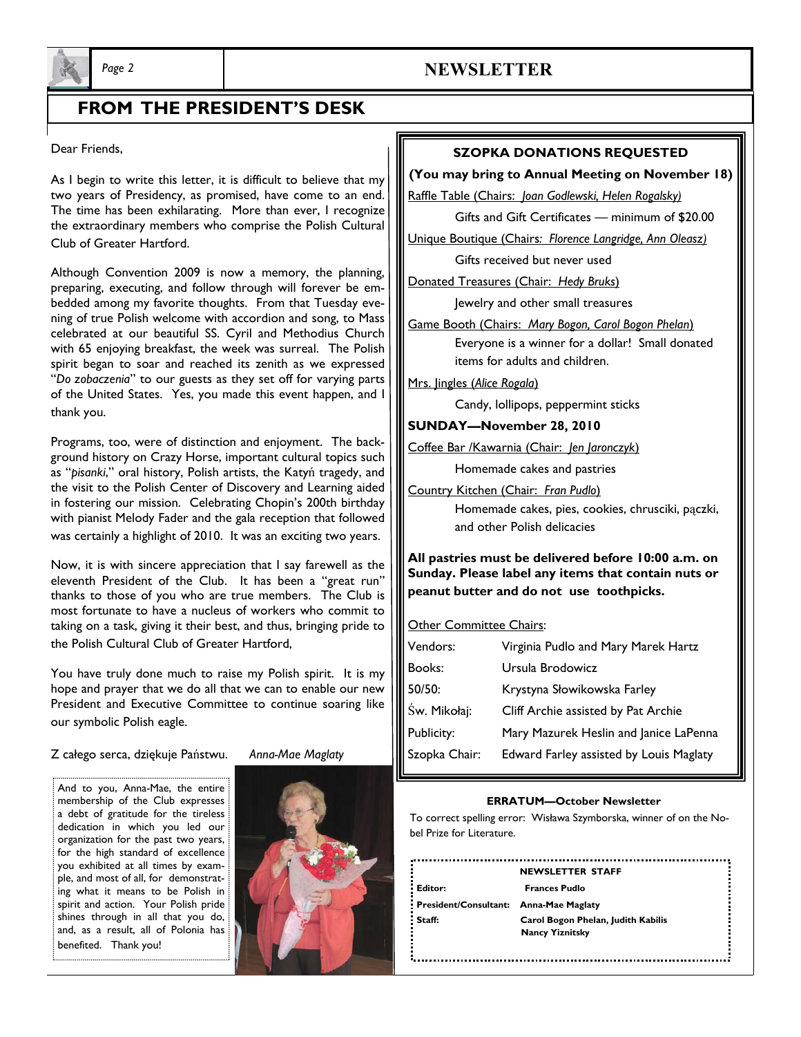## FROM THE PRESIDENT'S DESK

Dear Friends,

As I begin to write this letter, it is difficult to believe that my two years of Presidency, as promised, have come to an end. The time has been exhilarating. More than ever, I recognize the extraordinary members who comprise the Polish Cultural Club of Greater Hartford.

Although Convention 2009 is now a memory, the planning, preparing, executing, and follow through will forever be embedded among my favorite thoughts. From that Tuesday evening of true Polish welcome with accordion and song, to Mass celebrated at our beautiful SS. Cyril and Methodius Church with 65 enjoying breakfast, the week was surreal. The Polish spirit began to soar and reached its zenith as we expressed "*Do zobaczenia*" to our guests as they set off for varying parts of the United States. Yes, you made this event happen, and I thank you.

Programs, too, were of distinction and enjoyment. The background history on Crazy Horse, important cultural topics such as "*pisanki*," oral history, Polish artists, the Katyń tragedy, and the visit to the Polish Center of Discovery and Learning aided in fostering our mission. Celebrating Chopin's 200th birthday with pianist Melody Fader and the gala reception that followed was certainly a highlight of 2010. It was an exciting two years.

Now, it is with sincere appreciation that I say farewell as the eleventh President of the Club. It has been a "great run" thanks to those of you who are true members. The Club is most fortunate to have a nucleus of workers who commit to taking on a task, giving it their best, and thus, bringing pride to the Polish Cultural Club of Greater Hartford,

You have truly done much to raise my Polish spirit. It is my hope and prayer that we do all that we can to enable our new President and Executive Committee to continue soaring like our symbolic Polish eagle.

Z całego serca, dziękuje Państwu. *Anna-Mae Maglaty*

And to you, Anna-Mae, the entire membership of the Club expresses a debt of gratitude for the tireless dedication in which you led our organization for the past two years, for the high standard of excellence you exhibited at all times by example, and most of all, for demonstrating what it means to be Polish in spirit and action. Your Polish pride shines through in all that you do, and, as a result, all of Polonia has benefited. Thank you!

### SZOPKA DONATIONS REQUESTED

**(You may bring to Annual Meeting on November 18)**

Raffle Table (Chairs: *Joan Godlewski, Helen Rogalsky)*

Gifts and Gift Certificates — minimum of $20.00

Unique Boutique (Chairs*: Florence Langridge, Ann Oleasz)*

Gifts received but never used

Donated Treasures (Chair: *Hedy Bruks*)

Jewelry and other small treasures

Game Booth (Chairs: *Mary Bogon, Carol Bogon Phelan*)

Everyone is a winner for a dollar! Small donated items for adults and children.

Mrs. Jingles (*Alice Rogala*)

Candy, lollipops, peppermint sticks

**SUNDAY—November 28, 2010**

Coffee Bar /Kawarnia (Chair: *Jen Jaronczyk*)

Homemade cakes and pastries

Country Kitchen (Chair: *Fran Pudlo*)

Homemade cakes, pies, cookies, chrusciki, pączki, and other Polish delicacies

**All pastries must be delivered before 10:00 a.m. on Sunday. Please label any items that contain nuts or peanut butter and do not use toothpicks.**

Other Committee Chairs:

| | |
|---|---|
| Vendors: | Virginia Pudlo and Mary Marek Hartz |
| Books: | Ursula Brodowicz |
| 50/50: | Krystyna Słowikowska Farley |
| Św. Mikołaj: | Cliff Archie assisted by Pat Archie |
| Publicity: | Mary Mazurek Heslin and Janice LaPenna |
| Szopka Chair: | Edward Farley assisted by Louis Maglaty |

**ERRATUM—October Newsletter**

To correct spelling error: Wisława Szymborska, winner of on the Nobel Prize for Literature.

**NEWSLETTER STAFF**

| | |
|---|---|
| **Editor:** | **Frances Pudlo** |
| **President/Consultant:** | **Anna-Mae Maglaty** |
| **Staff:** | **Carol Bogon Phelan, Judith Kabilis Nancy Yiznitsky** |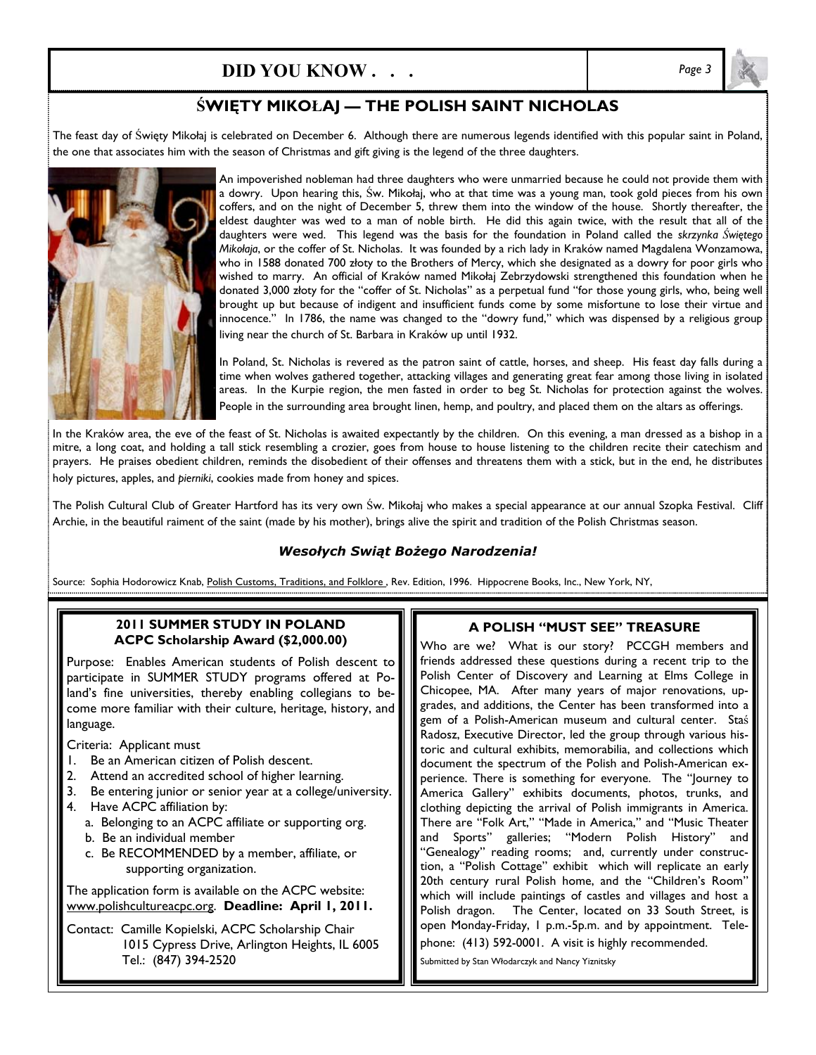## DID YOU KNOW . . .

### ŚWIĘTY MIKOŁAJ — THE POLISH SAINT NICHOLAS

The feast day of Święty Mikołaj is celebrated on December 6. Although there are numerous legends identified with this popular saint in Poland, the one that associates him with the season of Christmas and gift giving is the legend of the three daughters.

An impoverished nobleman had three daughters who were unmarried because he could not provide them with a dowry. Upon hearing this, Św. Mikołaj, who at that time was a young man, took gold pieces from his own coffers, and on the night of December 5, threw them into the window of the house. Shortly thereafter, the eldest daughter was wed to a man of noble birth. He did this again twice, with the result that all of the daughters were wed. This legend was the basis for the foundation in Poland called the *skrzynka Świętego Mikołaja*, or the coffer of St. Nicholas. It was founded by a rich lady in Kraków named Magdalena Wonzamowa, who in 1588 donated 700 złoty to the Brothers of Mercy, which she designated as a dowry for poor girls who wished to marry. An official of Kraków named Mikołaj Zebrzydowski strengthened this foundation when he donated 3,000 złoty for the "coffer of St. Nicholas" as a perpetual fund "for those young girls, who, being well brought up but because of indigent and insufficient funds come by some misfortune to lose their virtue and innocence." In 1786, the name was changed to the "dowry fund," which was dispensed by a religious group living near the church of St. Barbara in Kraków up until 1932.

In Poland, St. Nicholas is revered as the patron saint of cattle, horses, and sheep. His feast day falls during a time when wolves gathered together, attacking villages and generating great fear among those living in isolated areas. In the Kurpie region, the men fasted in order to beg St. Nicholas for protection against the wolves. People in the surrounding area brought linen, hemp, and poultry, and placed them on the altars as offerings.

In the Kraków area, the eve of the feast of St. Nicholas is awaited expectantly by the children. On this evening, a man dressed as a bishop in a mitre, a long coat, and holding a tall stick resembling a crozier, goes from house to house listening to the children recite their catechism and prayers. He praises obedient children, reminds the disobedient of their offenses and threatens them with a stick, but in the end, he distributes holy pictures, apples, and *pierniki*, cookies made from honey and spices.

The Polish Cultural Club of Greater Hartford has its very own Św. Mikołaj who makes a special appearance at our annual Szopka Festival. Cliff Archie, in the beautiful raiment of the saint (made by his mother), brings alive the spirit and tradition of the Polish Christmas season.

***Wesołych Swiąt Bożego Narodzenia!***

Source: Sophia Hodorowicz Knab, Polish Customs, Traditions, and Folklore , Rev. Edition, 1996. Hippocrene Books, Inc., New York, NY,

### 2011 SUMMER STUDY IN POLAND
### ACPC Scholarship Award ($2,000.00)

Purpose: Enables American students of Polish descent to participate in SUMMER STUDY programs offered at Poland's fine universities, thereby enabling collegians to become more familiar with their culture, heritage, history, and language.

Criteria: Applicant must

1. Be an American citizen of Polish descent.
2. Attend an accredited school of higher learning.
3. Be entering junior or senior year at a college/university.
4. Have ACPC affiliation by:
   a. Belonging to an ACPC affiliate or supporting org.
   b. Be an individual member
   c. Be RECOMMENDED by a member, affiliate, or supporting organization.

The application form is available on the ACPC website: www.polishcultureacpc.org. **Deadline: April 1, 2011.**

Contact: Camille Kopielski, ACPC Scholarship Chair
1015 Cypress Drive, Arlington Heights, IL 6005
Tel.: (847) 394-2520

### A POLISH "MUST SEE" TREASURE

Who are we? What is our story? PCCGH members and friends addressed these questions during a recent trip to the Polish Center of Discovery and Learning at Elms College in Chicopee, MA. After many years of major renovations, upgrades, and additions, the Center has been transformed into a gem of a Polish-American museum and cultural center. Staś Radosz, Executive Director, led the group through various historic and cultural exhibits, memorabilia, and collections which document the spectrum of the Polish and Polish-American experience. There is something for everyone. The "Journey to America Gallery" exhibits documents, photos, trunks, and clothing depicting the arrival of Polish immigrants in America. There are "Folk Art," "Made in America," and "Music Theater and Sports" galleries; "Modern Polish History" and "Genealogy" reading rooms; and, currently under construction, a "Polish Cottage" exhibit which will replicate an early 20th century rural Polish home, and the "Children's Room" which will include paintings of castles and villages and host a Polish dragon. The Center, located on 33 South Street, is open Monday-Friday, 1 p.m.-5p.m. and by appointment. Telephone: (413) 592-0001. A visit is highly recommended.

Submitted by Stan Włodarczyk and Nancy Yiznitsky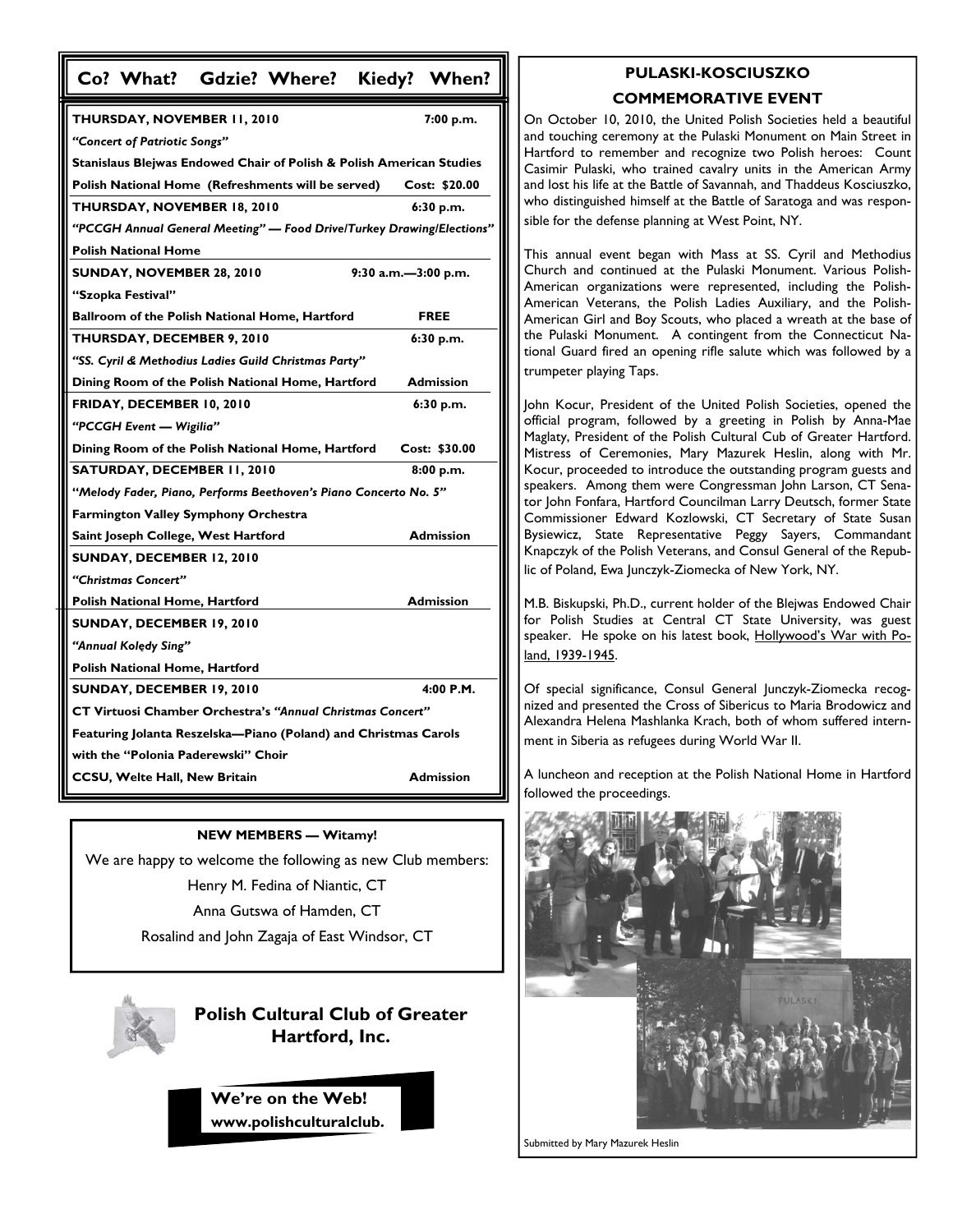## Co? What? Gdzie? Where? Kiedy? When?

**THURSDAY, NOVEMBER 11, 2010** — **7:00 p.m.**
*"Concert of Patriotic Songs"*
**Stanislaus Blejwas Endowed Chair of Polish & Polish American Studies**
**Polish National Home (Refreshments will be served)** — **Cost: $20.00**

**THURSDAY, NOVEMBER 18, 2010** — **6:30 p.m.**
*"PCCGH Annual General Meeting" — Food Drive/Turkey Drawing/Elections"*
**Polish National Home**

**SUNDAY, NOVEMBER 28, 2010** — **9:30 a.m.—3:00 p.m.**
**"Szopka Festival"**
**Ballroom of the Polish National Home, Hartford** — **FREE**

**THURSDAY, DECEMBER 9, 2010** — **6:30 p.m.**
*"SS. Cyril & Methodius Ladies Guild Christmas Party"*
**Dining Room of the Polish National Home, Hartford** — **Admission**

**FRIDAY, DECEMBER 10, 2010** — **6:30 p.m.**
*"PCCGH Event — Wigilia"*
**Dining Room of the Polish National Home, Hartford** — **Cost: $30.00**

**SATURDAY, DECEMBER 11, 2010** — **8:00 p.m.**
**"*Melody Fader, Piano, Performs Beethoven's Piano Concerto No. 5*"**
**Farmington Valley Symphony Orchestra**
**Saint Joseph College, West Hartford** — **Admission**

**SUNDAY, DECEMBER 12, 2010**
*"Christmas Concert"*
**Polish National Home, Hartford** — **Admission**

**SUNDAY, DECEMBER 19, 2010**
*"Annual Kolędy Sing"*
**Polish National Home, Hartford**

**SUNDAY, DECEMBER 19, 2010** — **4:00 P.M.**
**CT Virtuosi Chamber Orchestra's *"Annual Christmas Concert"***
**Featuring Jolanta Reszelska—Piano (Poland) and Christmas Carols with the "Polonia Paderewski" Choir**
**CCSU, Welte Hall, New Britain** — **Admission**

**NEW MEMBERS — Witamy!**

We are happy to welcome the following as new Club members:

Henry M. Fedina of Niantic, CT

Anna Gutswa of Hamden, CT

Rosalind and John Zagaja of East Windsor, CT

**Polish Cultural Club of Greater Hartford, Inc.**

**We're on the Web!**
**www.polishculturalclub.**

## PULASKI-KOSCIUSZKO COMMEMORATIVE EVENT

On October 10, 2010, the United Polish Societies held a beautiful and touching ceremony at the Pulaski Monument on Main Street in Hartford to remember and recognize two Polish heroes: Count Casimir Pulaski, who trained cavalry units in the American Army and lost his life at the Battle of Savannah, and Thaddeus Kosciuszko, who distinguished himself at the Battle of Saratoga and was responsible for the defense planning at West Point, NY.

This annual event began with Mass at SS. Cyril and Methodius Church and continued at the Pulaski Monument. Various Polish-American organizations were represented, including the Polish-American Veterans, the Polish Ladies Auxiliary, and the Polish-American Girl and Boy Scouts, who placed a wreath at the base of the Pulaski Monument. A contingent from the Connecticut National Guard fired an opening rifle salute which was followed by a trumpeter playing Taps.

John Kocur, President of the United Polish Societies, opened the official program, followed by a greeting in Polish by Anna-Mae Maglaty, President of the Polish Cultural Cub of Greater Hartford. Mistress of Ceremonies, Mary Mazurek Heslin, along with Mr. Kocur, proceeded to introduce the outstanding program guests and speakers. Among them were Congressman John Larson, CT Senator John Fonfara, Hartford Councilman Larry Deutsch, former State Commissioner Edward Kozlowski, CT Secretary of State Susan Bysiewicz, State Representative Peggy Sayers, Commandant Knapczyk of the Polish Veterans, and Consul General of the Republic of Poland, Ewa Junczyk-Ziomecka of New York, NY.

M.B. Biskupski, Ph.D., current holder of the Blejwas Endowed Chair for Polish Studies at Central CT State University, was guest speaker. He spoke on his latest book, Hollywood's War with Poland, 1939-1945.

Of special significance, Consul General Junczyk-Ziomecka recognized and presented the Cross of Sibericus to Maria Brodowicz and Alexandra Helena Mashlanka Krach, both of whom suffered internment in Siberia as refugees during World War II.

A luncheon and reception at the Polish National Home in Hartford followed the proceedings.

Submitted by Mary Mazurek Heslin